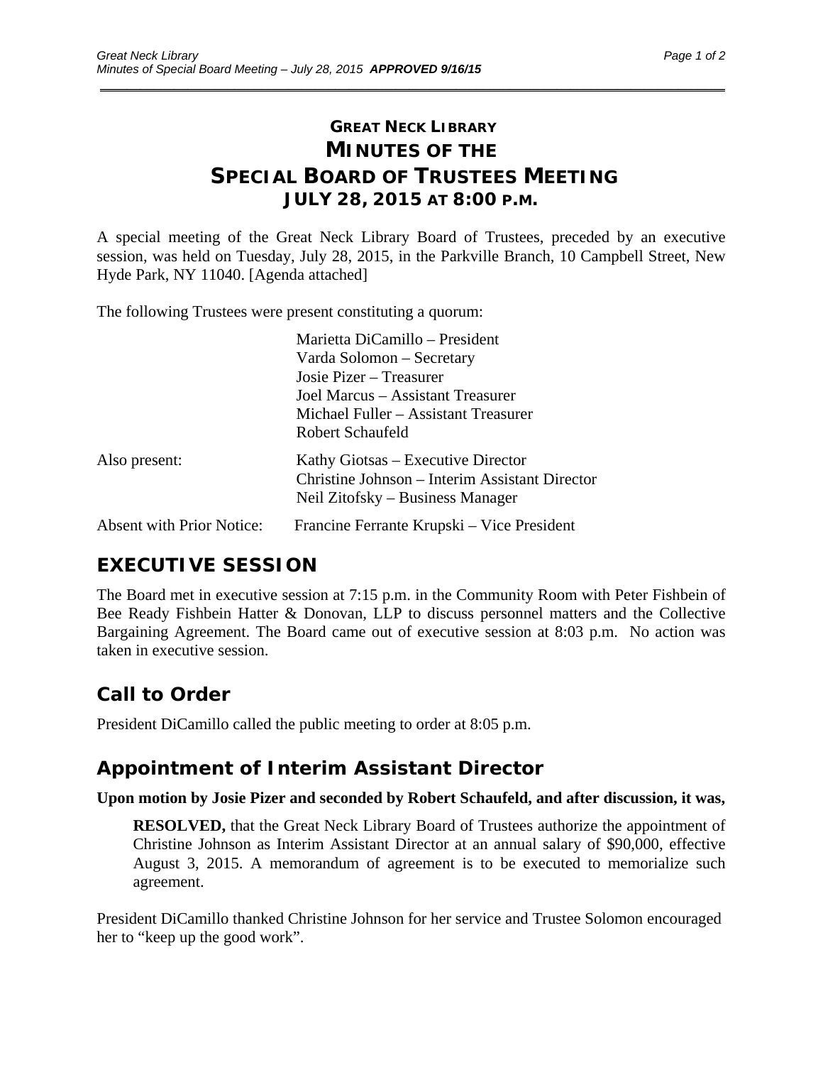# GREAT NECK LIBRARY
# MINUTES OF THE SPECIAL BOARD OF TRUSTEES MEETING
## JULY 28, 2015 AT 8:00 P.M.

A special meeting of the Great Neck Library Board of Trustees, preceded by an executive session, was held on Tuesday, July 28, 2015, in the Parkville Branch, 10 Campbell Street, New Hyde Park, NY 11040. [Agenda attached]

The following Trustees were present constituting a quorum:

| | |
|---|---|
| | Marietta DiCamillo – President<br>Varda Solomon – Secretary<br>Josie Pizer – Treasurer<br>Joel Marcus – Assistant Treasurer<br>Michael Fuller – Assistant Treasurer<br>Robert Schaufeld |
| Also present: | Kathy Giotsas – Executive Director<br>Christine Johnson – Interim Assistant Director<br>Neil Zitofsky – Business Manager |
| Absent with Prior Notice: | Francine Ferrante Krupski – Vice President |

## EXECUTIVE SESSION

The Board met in executive session at 7:15 p.m. in the Community Room with Peter Fishbein of Bee Ready Fishbein Hatter & Donovan, LLP to discuss personnel matters and the Collective Bargaining Agreement. The Board came out of executive session at 8:03 p.m. No action was taken in executive session.

## Call to Order

President DiCamillo called the public meeting to order at 8:05 p.m.

## Appointment of Interim Assistant Director

**Upon motion by Josie Pizer and seconded by Robert Schaufeld, and after discussion, it was,**

> **RESOLVED,** that the Great Neck Library Board of Trustees authorize the appointment of Christine Johnson as Interim Assistant Director at an annual salary of $90,000, effective August 3, 2015. A memorandum of agreement is to be executed to memorialize such agreement.

President DiCamillo thanked Christine Johnson for her service and Trustee Solomon encouraged her to "keep up the good work".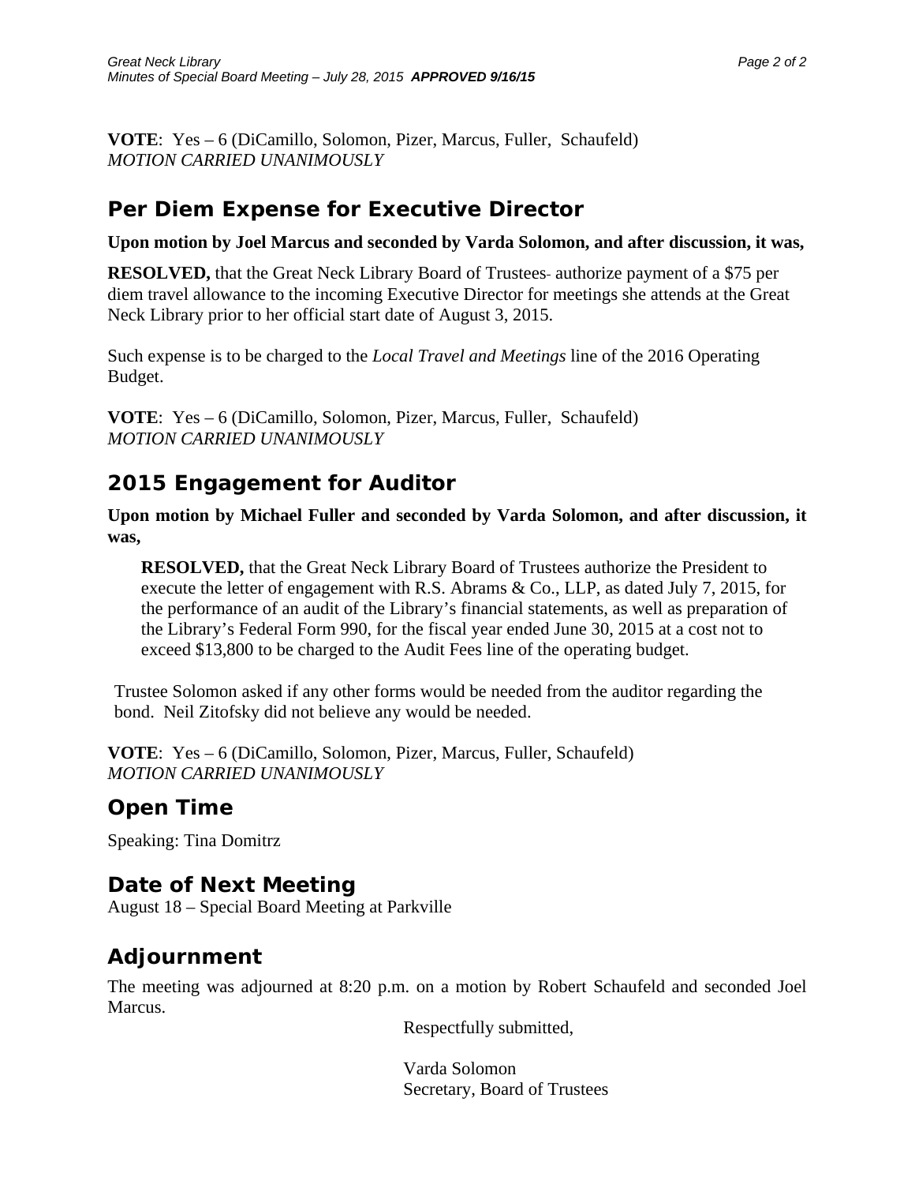**VOTE**: Yes – 6 (DiCamillo, Solomon, Pizer, Marcus, Fuller, Schaufeld)
*MOTION CARRIED UNANIMOUSLY*

## Per Diem Expense for Executive Director

**Upon motion by Joel Marcus and seconded by Varda Solomon, and after discussion, it was,**

**RESOLVED,** that the Great Neck Library Board of Trustees authorize payment of a $75 per diem travel allowance to the incoming Executive Director for meetings she attends at the Great Neck Library prior to her official start date of August 3, 2015.

Such expense is to be charged to the *Local Travel and Meetings* line of the 2016 Operating Budget.

**VOTE**: Yes – 6 (DiCamillo, Solomon, Pizer, Marcus, Fuller, Schaufeld)
*MOTION CARRIED UNANIMOUSLY*

## 2015 Engagement for Auditor

**Upon motion by Michael Fuller and seconded by Varda Solomon, and after discussion, it was,**

**RESOLVED,** that the Great Neck Library Board of Trustees authorize the President to execute the letter of engagement with R.S. Abrams & Co., LLP, as dated July 7, 2015, for the performance of an audit of the Library's financial statements, as well as preparation of the Library's Federal Form 990, for the fiscal year ended June 30, 2015 at a cost not to exceed $13,800 to be charged to the Audit Fees line of the operating budget.

Trustee Solomon asked if any other forms would be needed from the auditor regarding the bond. Neil Zitofsky did not believe any would be needed.

**VOTE**: Yes – 6 (DiCamillo, Solomon, Pizer, Marcus, Fuller, Schaufeld)
*MOTION CARRIED UNANIMOUSLY*

## Open Time

Speaking: Tina Domitrz

## Date of Next Meeting

August 18 – Special Board Meeting at Parkville

## Adjournment

The meeting was adjourned at 8:20 p.m. on a motion by Robert Schaufeld and seconded Joel Marcus.

Respectfully submitted,

Varda Solomon
Secretary, Board of Trustees